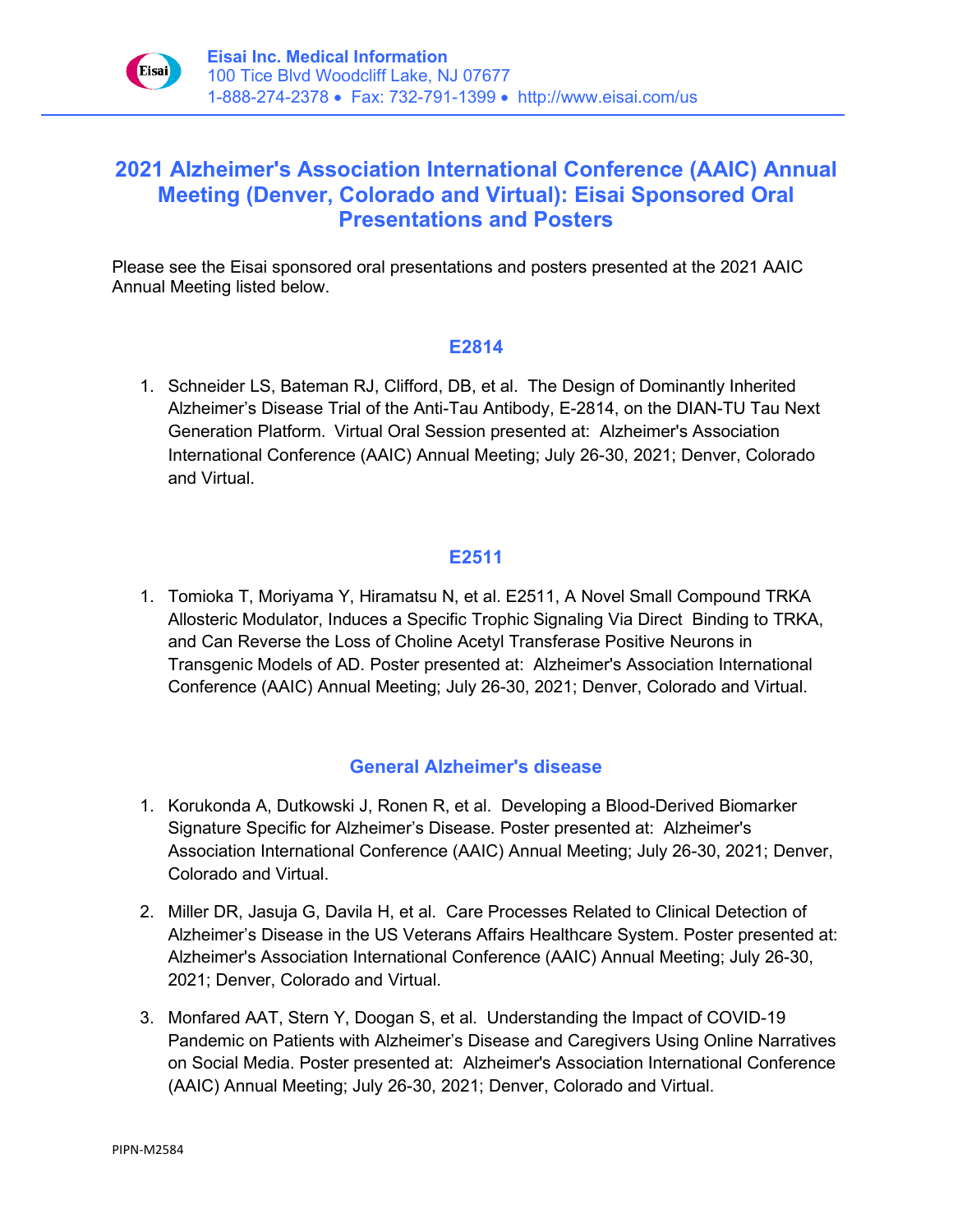**Eisai Inc. Medical Information**
100 Tice Blvd Woodcliff Lake, NJ 07677
1-888-274-2378 • Fax: 732-791-1399 • http://www.eisai.com/us

# 2021 Alzheimer's Association International Conference (AAIC) Annual Meeting (Denver, Colorado and Virtual): Eisai Sponsored Oral Presentations and Posters

Please see the Eisai sponsored oral presentations and posters presented at the 2021 AAIC Annual Meeting listed below.

## E2814

1. Schneider LS, Bateman RJ, Clifford, DB, et al. The Design of Dominantly Inherited Alzheimer's Disease Trial of the Anti-Tau Antibody, E-2814, on the DIAN-TU Tau Next Generation Platform. Virtual Oral Session presented at: Alzheimer's Association International Conference (AAIC) Annual Meeting; July 26-30, 2021; Denver, Colorado and Virtual.

## E2511

1. Tomioka T, Moriyama Y, Hiramatsu N, et al. E2511, A Novel Small Compound TRKA Allosteric Modulator, Induces a Specific Trophic Signaling Via Direct Binding to TRKA, and Can Reverse the Loss of Choline Acetyl Transferase Positive Neurons in Transgenic Models of AD. Poster presented at: Alzheimer's Association International Conference (AAIC) Annual Meeting; July 26-30, 2021; Denver, Colorado and Virtual.

## General Alzheimer's disease

1. Korukonda A, Dutkowski J, Ronen R, et al. Developing a Blood-Derived Biomarker Signature Specific for Alzheimer's Disease. Poster presented at: Alzheimer's Association International Conference (AAIC) Annual Meeting; July 26-30, 2021; Denver, Colorado and Virtual.
2. Miller DR, Jasuja G, Davila H, et al. Care Processes Related to Clinical Detection of Alzheimer's Disease in the US Veterans Affairs Healthcare System. Poster presented at: Alzheimer's Association International Conference (AAIC) Annual Meeting; July 26-30, 2021; Denver, Colorado and Virtual.
3. Monfared AAT, Stern Y, Doogan S, et al. Understanding the Impact of COVID-19 Pandemic on Patients with Alzheimer's Disease and Caregivers Using Online Narratives on Social Media. Poster presented at: Alzheimer's Association International Conference (AAIC) Annual Meeting; July 26-30, 2021; Denver, Colorado and Virtual.

PIPN-M2584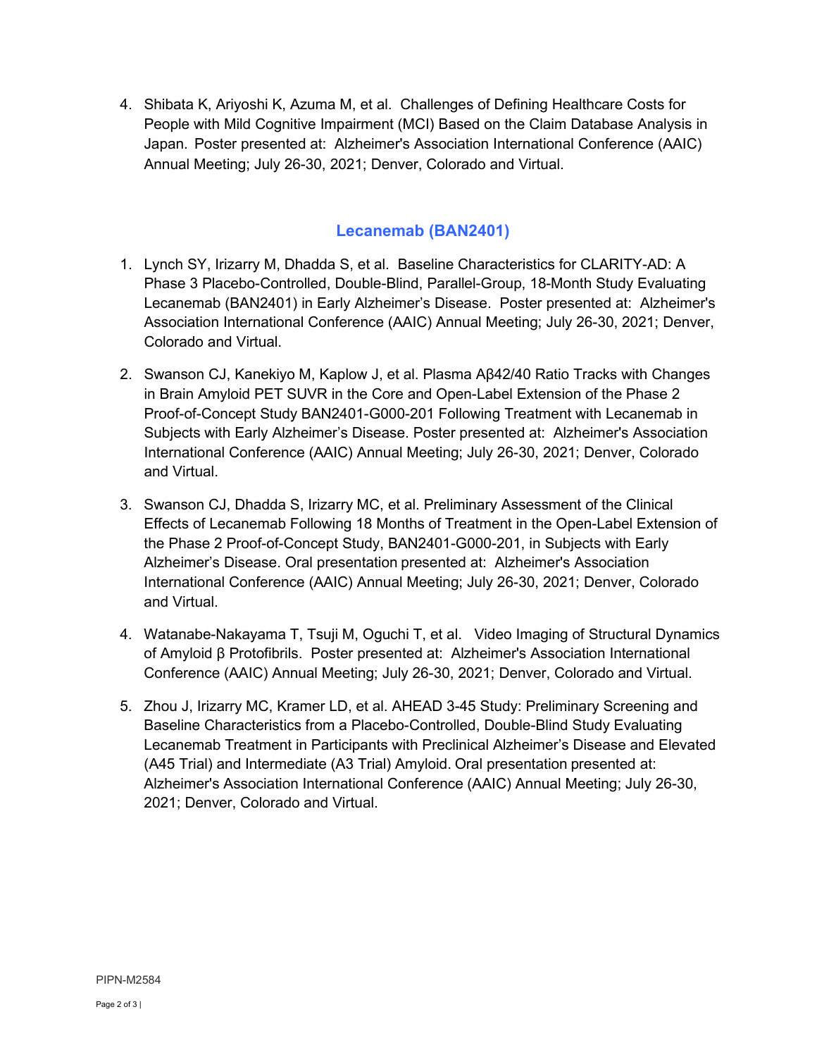4. Shibata K, Ariyoshi K, Azuma M, et al. Challenges of Defining Healthcare Costs for People with Mild Cognitive Impairment (MCI) Based on the Claim Database Analysis in Japan. Poster presented at: Alzheimer's Association International Conference (AAIC) Annual Meeting; July 26-30, 2021; Denver, Colorado and Virtual.

## Lecanemab (BAN2401)

1. Lynch SY, Irizarry M, Dhadda S, et al. Baseline Characteristics for CLARITY-AD: A Phase 3 Placebo-Controlled, Double-Blind, Parallel-Group, 18-Month Study Evaluating Lecanemab (BAN2401) in Early Alzheimer's Disease. Poster presented at: Alzheimer's Association International Conference (AAIC) Annual Meeting; July 26-30, 2021; Denver, Colorado and Virtual.

2. Swanson CJ, Kanekiyo M, Kaplow J, et al. Plasma Aβ42/40 Ratio Tracks with Changes in Brain Amyloid PET SUVR in the Core and Open-Label Extension of the Phase 2 Proof-of-Concept Study BAN2401-G000-201 Following Treatment with Lecanemab in Subjects with Early Alzheimer's Disease. Poster presented at: Alzheimer's Association International Conference (AAIC) Annual Meeting; July 26-30, 2021; Denver, Colorado and Virtual.

3. Swanson CJ, Dhadda S, Irizarry MC, et al. Preliminary Assessment of the Clinical Effects of Lecanemab Following 18 Months of Treatment in the Open-Label Extension of the Phase 2 Proof-of-Concept Study, BAN2401-G000-201, in Subjects with Early Alzheimer's Disease. Oral presentation presented at: Alzheimer's Association International Conference (AAIC) Annual Meeting; July 26-30, 2021; Denver, Colorado and Virtual.

4. Watanabe-Nakayama T, Tsuji M, Oguchi T, et al. Video Imaging of Structural Dynamics of Amyloid β Protofibrils. Poster presented at: Alzheimer's Association International Conference (AAIC) Annual Meeting; July 26-30, 2021; Denver, Colorado and Virtual.

5. Zhou J, Irizarry MC, Kramer LD, et al. AHEAD 3-45 Study: Preliminary Screening and Baseline Characteristics from a Placebo-Controlled, Double-Blind Study Evaluating Lecanemab Treatment in Participants with Preclinical Alzheimer's Disease and Elevated (A45 Trial) and Intermediate (A3 Trial) Amyloid. Oral presentation presented at: Alzheimer's Association International Conference (AAIC) Annual Meeting; July 26-30, 2021; Denver, Colorado and Virtual.

PIPN-M2584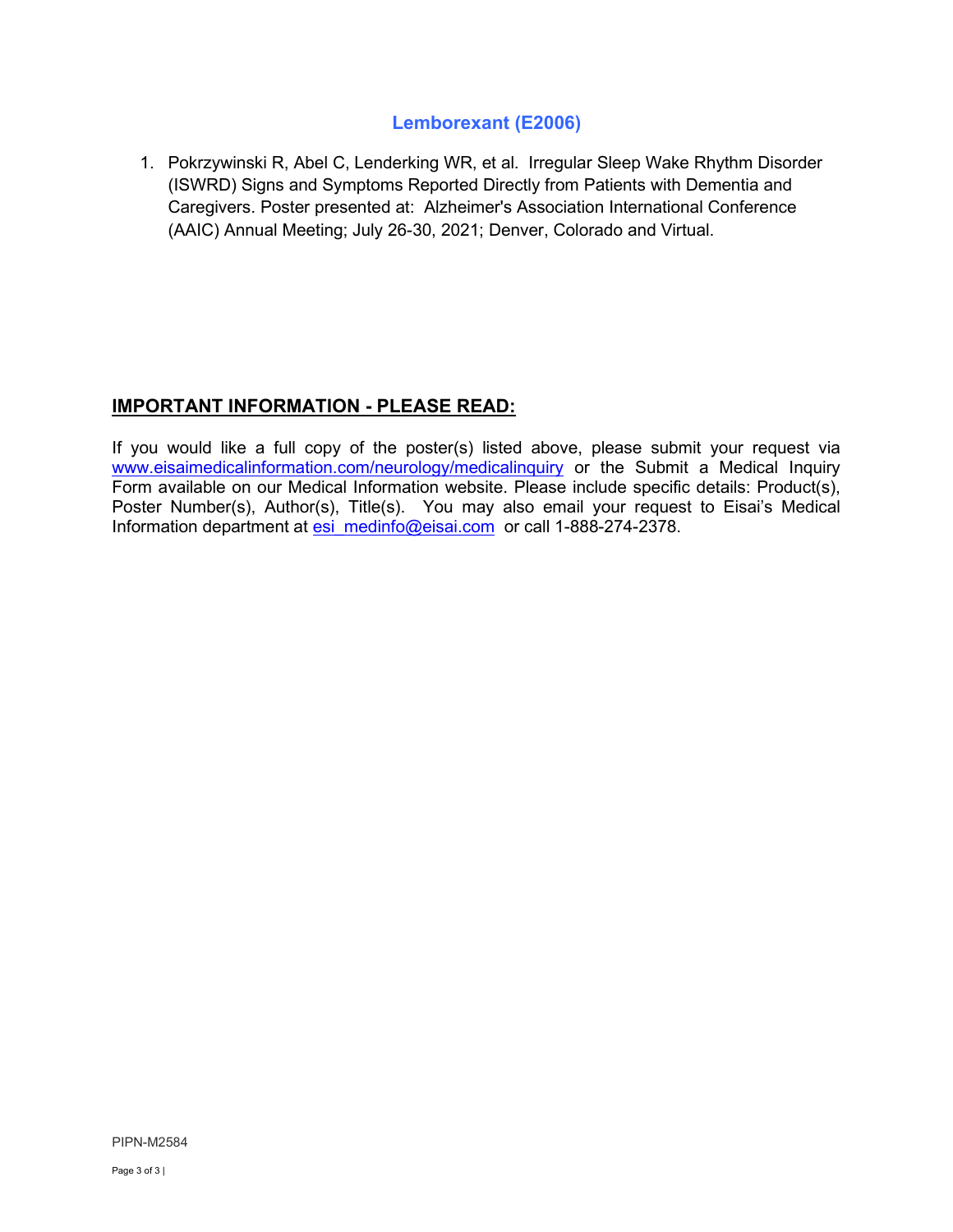## Lemborexant (E2006)

1. Pokrzywinski R, Abel C, Lenderking WR, et al. Irregular Sleep Wake Rhythm Disorder (ISWRD) Signs and Symptoms Reported Directly from Patients with Dementia and Caregivers. Poster presented at: Alzheimer's Association International Conference (AAIC) Annual Meeting; July 26-30, 2021; Denver, Colorado and Virtual.

## IMPORTANT INFORMATION - PLEASE READ:

If you would like a full copy of the poster(s) listed above, please submit your request via www.eisaimedicalinformation.com/neurology/medicalinquiry or the Submit a Medical Inquiry Form available on our Medical Information website. Please include specific details: Product(s), Poster Number(s), Author(s), Title(s). You may also email your request to Eisai's Medical Information department at esi_medinfo@eisai.com or call 1-888-274-2378.

PIPN-M2584